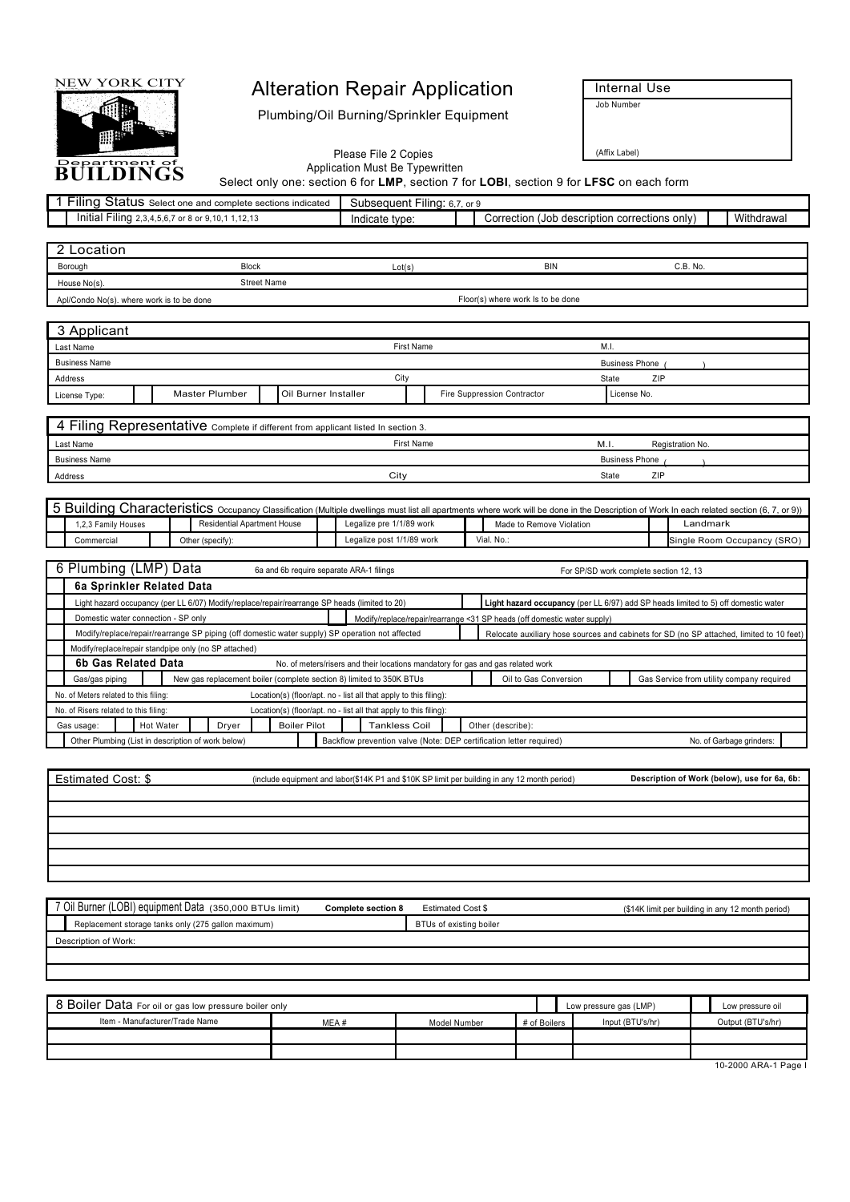NEW YORK CITY Department of BUILDINGS

# Alteration Repair Application

Plumbing/Oil Burning/Sprinkler Equipment

| Internal Use |
| --- |
| Job Number |
| (Affix Label) |

Please File 2 Copies

Application Must Be Typewritten

Select only one: section 6 for **LMP**, section 7 for **LOBI**, section 9 for **LFSC** on each form

## 1 Filing Status

| Select one and complete sections indicated | Subsequent Filing: 6,7, or 9 | | |
| --- | --- | --- | --- |
| Initial Filing 2,3,4,5,6,7 or 8 or 9,10,1 1,12,13 | Indicate type: | Correction (Job description corrections only) | Withdrawal |

## 2 Location

| Borough | Block | Lot(s) | BIN | C.B. No. |
| --- | --- | --- | --- | --- |
| House No(s). | Street Name | | | |
| Apt/Condo No(s). where work is to be done | | Floor(s) where work Is to be done | | |

## 3 Applicant

| Last Name | First Name | M.I. | |
| --- | --- | --- | --- |
| Business Name | | Business Phone ( ) | |
| Address | City | State | ZIP |
| License Type: Master Plumber / Oil Burner Installer | Fire Suppression Contractor | License No. | |

## 4 Filing Representative

Complete if different from applicant listed In section 3.

| Last Name | First Name | M.I. | Registration No. |
| --- | --- | --- | --- |
| Business Name | | Business Phone ( ) | |
| Address | City | State | ZIP |

## 5 Building Characteristics

Occupancy Classification (Multiple dwellings must list all apartments where work will be done in the Description of Work In each related section (6, 7, or 9))

| | | | | |
| --- | --- | --- | --- | --- |
| 1,2,3 Family Houses | Residential Apartment House | Legalize pre 1/1/89 work | Made to Remove Violation | Landmark |
| Commercial | Other (specify): | Legalize post 1/1/89 work | Vial. No.: | Single Room Occupancy (SRO) |

## 6 Plumbing (LMP) Data

6a and 6b require separate ARA-1 filings — For SP/SD work complete section 12, 13

### 6a Sprinkler Related Data

| | |
| --- | --- |
| Light hazard occupancy (per LL 6/07) Modify/replace/repair/rearrange SP heads (limited to 20) | **Light hazard occupancy** (per LL 6/97) add SP heads limited to 5) off domestic water |
| Domestic water connection - SP only | Modify/replace/repair/rearrange <31 SP heads (off domestic water supply) |
| Modify/replace/repair/rearrange SP piping (off domestic water supply) SP operation not affected | Relocate auxiliary hose sources and cabinets for SD (no SP attached, limited to 10 feet) |
| Modify/replace/repair standpipe only (no SP attached) | |

### 6b Gas Related Data

No. of meters/risers and their locations mandatory for gas and gas related work

| | | | |
| --- | --- | --- | --- |
| Gas/gas piping | New gas replacement boiler (complete section 8) limited to 350K BTUs | Oil to Gas Conversion | Gas Service from utility company required |
| No. of Meters related to this filing: | Location(s) (floor/apt. no - list all that apply to this filing): | | |
| No. of Risers related to this filing: | Location(s) (floor/apt. no - list all that apply to this filing): | | |
| Gas usage: Hot Water / Dryer / Boiler Pilot / Tankless Coil | Other (describe): | | |
| Other Plumbing (List in description of work below) | Backflow prevention valve (Note: DEP certification letter required) | No. of Garbage grinders: | |

Estimated Cost: $ (include equipment and labor($14K P1 and $10K SP limit per building in any 12 month period)

**Description of Work (below), use for 6a, 6b:**

## 7 Oil Burner (LOBI) equipment Data (350,000 BTUs limit)

**Complete section 8** — Estimated Cost $ — ($14K limit per building in any 12 month period)

| | |
| --- | --- |
| Replacement storage tanks only (275 gallon maximum) | BTUs of existing boiler |

Description of Work:

## 8 Boiler Data

For oil or gas low pressure boiler only — Low pressure gas (LMP) / Low pressure oil

| Item - Manufacturer/Trade Name | MEA # | Model Number | # of Boilers | Input (BTU's/hr) | Output (BTU's/hr) |
| --- | --- | --- | --- | --- | --- |
| | | | | | |
| | | | | | |

10-2000 ARA-1 Page I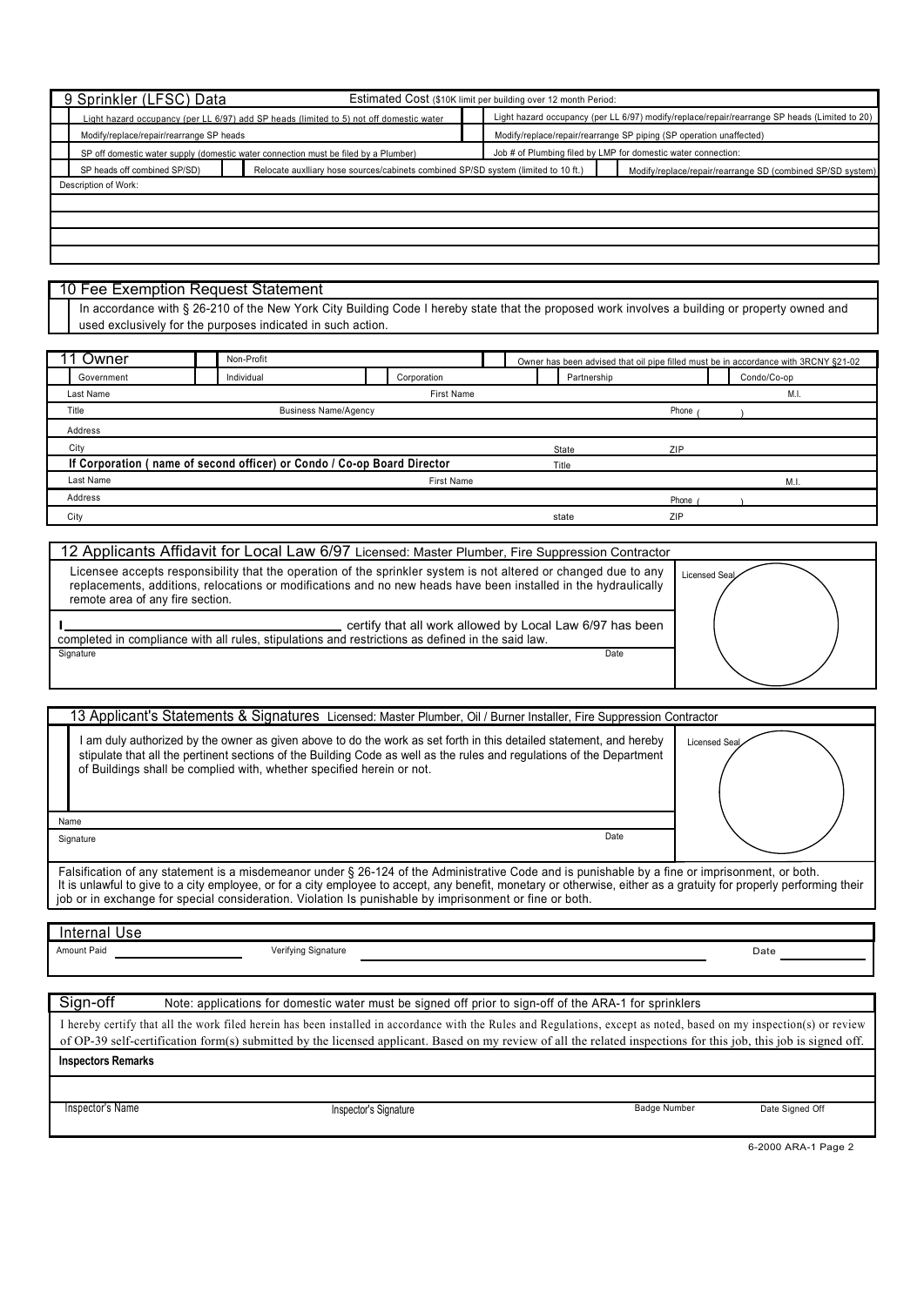## 9 Sprinkler (LFSC) Data

Estimated Cost ($10K limit per building over 12 month Period:

| | |
|---|---|
| Light hazard occupancy (per LL 6/97) add SP heads (limited to 5) not off domestic water | Light hazard occupancy (per LL 6/97) modify/replace/repair/rearrange SP heads (Limited to 20) |
| Modify/replace/repair/rearrange SP heads | Modify/replace/repair/rearrange SP piping (SP operation unaffected) |
| SP off domestic water supply (domestic water connection must be filed by a Plumber) | Job # of Plumbing filed by LMP for domestic water connection: |

| | | |
|---|---|---|
| SP heads off combined SP/SD | Relocate auxlliary hose sources/cabinets combined SP/SD system (limited to 10 ft.) | Modify/replace/repair/rearrange SD (combined SP/SD system) |

Description of Work:

## 10 Fee Exemption Request Statement

In accordance with § 26-210 of the New York City Building Code I hereby state that the proposed work involves a building or property owned and used exclusively for the purposes indicated in such action.

## 11 Owner

| | | | | | |
|---|---|---|---|---|---|
| Non-Profit | | | Owner has been advised that oil pipe filled must be in accordance with 3RCNY §21-02 | | |
| Government | Individual | Corporation | Partnership | Condo/Co-op | |

Last Name | First Name | M.I.

Title | Business Name/Agency | Phone ( )

Address

City | State | ZIP

**If Corporation ( name of second officer) or Condo / Co-op Board Director** | Title

Last Name | First Name | M.I.

Address | Phone ( )

City | state | ZIP

## 12 Applicants Affidavit for Local Law 6/97 Licensed: Master Plumber, Fire Suppression Contractor

Licensee accepts responsibility that the operation of the sprinkler system is not altered or changed due to any replacements, additions, relocations or modifications and no new heads have been installed in the hydraulically remote area of any fire section.

I ______________________ certify that all work allowed by Local Law 6/97 has been completed in compliance with all rules, stipulations and restrictions as defined in the said law.

Signature | Date

Licensed Seal

## 13 Applicant's Statements & Signatures Licensed: Master Plumber, Oil / Burner Installer, Fire Suppression Contractor

I am duly authorized by the owner as given above to do the work as set forth in this detailed statement, and hereby stipulate that all the pertinent sections of the Building Code as well as the rules and regulations of the Department of Buildings shall be complied with, whether specified herein or not.

Licensed Seal

Name

Signature | Date

Falsification of any statement is a misdemeanor under § 26-124 of the Administrative Code and is punishable by a fine or imprisonment, or both.
It is unlawful to give to a city employee, or for a city employee to accept, any benefit, monetary or otherwise, either as a gratuity for properly performing their job or in exchange for special consideration. Violation Is punishable by imprisonment or fine or both.

## Internal Use

Amount Paid ____________ Verifying Signature ______________________ Date ____________

## Sign-off

Note: applications for domestic water must be signed off prior to sign-off of the ARA-1 for sprinklers

I hereby certify that all the work filed herein has been installed in accordance with the Rules and Regulations, except as noted, based on my inspection(s) or review of OP-39 self-certification form(s) submitted by the licensed applicant. Based on my review of all the related inspections for this job, this job is signed off.

**Inspectors Remarks**

Inspector's Name | Inspector's Signature | Badge Number | Date Signed Off

6-2000 ARA-1 Page 2